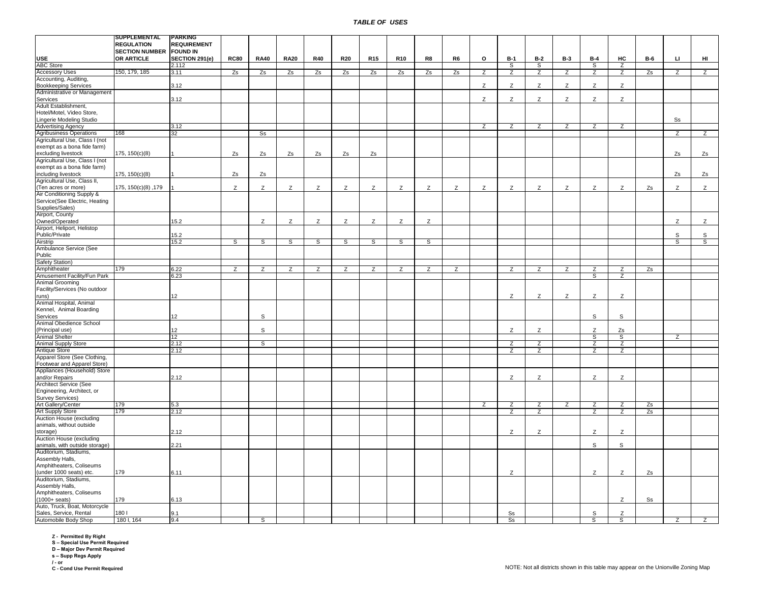***TABLE OF USES***

| USE | SUPPLEMENTAL REGULATION SECTION NUMBER OR ARTICLE | PARKING REQUIREMENT FOUND IN SECTION 291(e) | RC80 | RA40 | RA20 | R40 | R20 | R15 | R10 | R8 | R6 | O | B-1 | B-2 | B-3 | B-4 | HC | B-6 | LI | HI |
|---|---|---|---|---|---|---|---|---|---|---|---|---|---|---|---|---|---|---|---|---|
| ABC Store | | 2.112 | | | | | | | | | | | S | S | | S | Z | | | |
| Accessory Uses | 150, 179, 185 | 3.11 | Zs | Zs | Zs | Zs | Zs | Zs | Zs | Zs | Zs | Z | Z | Z | Z | Z | Z | Zs | Z | Z |
| Accounting, Auditing, Bookkeeping Services | | 3.12 | | | | | | | | | | Z | Z | Z | Z | Z | Z | | | |
| Administrative or Management Services | | 3.12 | | | | | | | | | | Z | Z | Z | Z | Z | Z | | | |
| Adult Establishment, Hotel/Motel, Video Store, Lingerie Modeling Studio | | | | | | | | | | | | | | | | | | | Ss | |
| Advertising Agency | | 3.12 | | | | | | | | | | Z | Z | Z | Z | Z | Z | | | |
| Agribusiness Operations | 168 | 32 | | Ss | | | | | | | | | | | | | | | Z | Z |
| Agricultural Use, Class I (not exempt as a bona fide farm) excluding livestock | 175, 150(c)(8) | 1 | Zs | Zs | Zs | Zs | Zs | Zs | | | | | | | | | | | Zs | Zs |
| Agricultural Use, Class I (not exempt as a bona fide farm) including livestock | 175, 150(c)(8) | 1 | Zs | Zs | | | | | | | | | | | | | | | Zs | Zs |
| Agricultural Use, Class II, (Ten acres or more) | 175, 150(c)(8) ,179 | 1 | Z | Z | Z | Z | Z | Z | Z | Z | Z | Z | Z | Z | Z | Z | Z | Zs | Z | Z |
| Air Conditioning Supply & Service(See Electric, Heating Supplies/Sales) | | | | | | | | | | | | | | | | | | | | |
| Airport, County Owned/Operated | | 15.2 | | Z | Z | Z | Z | Z | Z | Z | | | | | | | | | Z | Z |
| Airport, Heliport, Helistop Public/Private | | 15.2 | | | | | | | | | | | | | | | | | S | S |
| Airstrip | | 15.2 | S | S | S | S | S | S | S | S | | | | | | | | | S | S |
| Ambulance Service (See Public Safety Station) | | | | | | | | | | | | | | | | | | | | |
| Amphitheater | 179 | 6.22 | Z | Z | Z | Z | Z | Z | Z | Z | Z | | Z | Z | Z | Z | Z | Zs | | |
| Amusement Facility/Fun Park | | 6.23 | | | | | | | | | | | | | | S | Z | | | |
| Animal Grooming Facility/Services (No outdoor runs) | | 12 | | | | | | | | | | | Z | Z | Z | Z | Z | | | |
| Animal Hospital, Animal Kennel, Animal Boarding Services | | 12 | | S | | | | | | | | | | | | S | S | | | |
| Animal Obedience School (Principal use) | | 12 | | S | | | | | | | | | Z | Z | | Z | Zs | | | |
| Animal Shelter | | 12 | | | | | | | | | | | | | | S | S | | Z | |
| Animal Supply Store | | 2.12 | | S | | | | | | | | | Z | Z | | Z | Z | | | |
| Antique Store | | 2.12 | | | | | | | | | | | Z | Z | | Z | Z | | | |
| Apparel Store (See Clothing, Footwear and Apparel Store) | | | | | | | | | | | | | | | | | | | | |
| Appliances (Household) Store and/or Repairs | | 2.12 | | | | | | | | | | | Z | Z | | Z | Z | | | |
| Architect Service (See Engineering, Architect, or Survey Services) | | | | | | | | | | | | | | | | | | | | |
| Art Gallery/Center | 179 | 5.3 | | | | | | | | | | Z | Z | Z | Z | Z | Z | Zs | | |
| Art Supply Store | 179 | 2.12 | | | | | | | | | | | Z | Z | | Z | Z | Zs | | |
| Auction House (excluding animals, without outside storage) | | 2.12 | | | | | | | | | | | Z | Z | | Z | Z | | | |
| Auction House (excluding animals, with outside storage) | | 2.21 | | | | | | | | | | | | | | S | S | | | |
| Auditorium, Stadiums, Assembly Halls, Amphitheaters, Coliseums (under 1000 seats) etc. | 179 | 6.11 | | | | | | | | | | | Z | | | Z | Z | Zs | | |
| Auditorium, Stadiums, Assembly Halls, Amphitheaters, Coliseums (1000+ seats) | 179 | 6.13 | | | | | | | | | | | | | | | Z | Ss | | |
| Auto, Truck, Boat, Motorcycle Sales, Service, Rental | 180 I | 9.1 | | | | | | | | | | | Ss | | | S | Z | | | |
| Automobile Body Shop | 180 I, 164 | 9.4 | | S | | | | | | | | | Ss | | | S | S | | Z | Z |

**Z - Permitted By Right**
**S – Special Use Permit Required**
**D – Major Dev Permit Required**
**s – Supp Regs Apply**
**/ - or**
**C - Cond Use Permit Required**

NOTE: Not all districts shown in this table may appear on the Unionville Zoning Map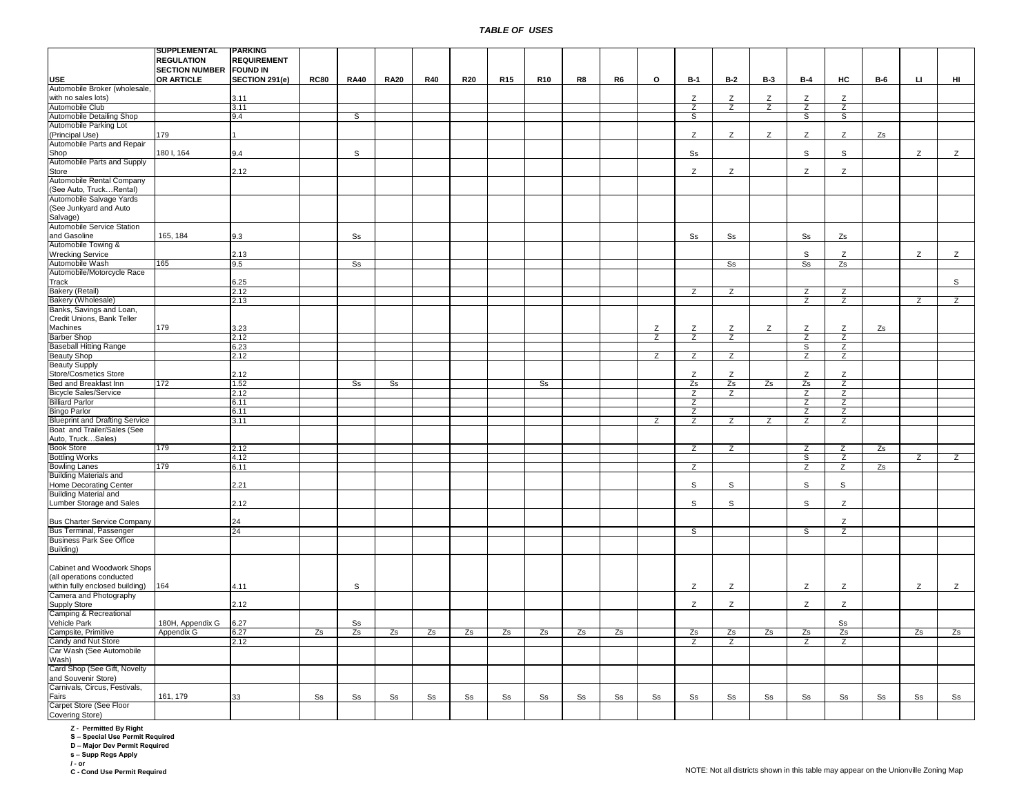# TABLE OF USES

| USE | SUPPLEMENTAL REGULATION SECTION NUMBER OR ARTICLE | PARKING REQUIREMENT FOUND IN SECTION 291(e) | RC80 | RA40 | RA20 | R40 | R20 | R15 | R10 | R8 | R6 | O | B-1 | B-2 | B-3 | B-4 | HC | B-6 | LI | HI |
|---|---|---|---|---|---|---|---|---|---|---|---|---|---|---|---|---|---|---|---|---|
| Automobile Broker (wholesale, with no sales lots) | | 3.11 | | | | | | | | | | | Z | Z | Z | Z | Z | | | |
| Automobile Club | | 3.11 | | | | | | | | | | | Z | Z | Z | Z | Z | | | |
| Automobile Detailing Shop | | 9.4 | | S | | | | | | | | | S | | | S | S | | | |
| Automobile Parking Lot (Principal Use) | 179 | 1 | | | | | | | | | | | Z | Z | Z | Z | Z | Zs | | |
| Automobile Parts and Repair Shop | 180 I, 164 | 9.4 | | S | | | | | | | | | Ss | | | S | S | | Z | Z |
| Automobile Parts and Supply Store | | 2.12 | | | | | | | | | | | Z | Z | | Z | Z | | | |
| Automobile Rental Company (See Auto, Truck…Rental) | | | | | | | | | | | | | | | | | | | | |
| Automobile Salvage Yards (See Junkyard and Auto Salvage) | | | | | | | | | | | | | | | | | | | | |
| Automobile Service Station and Gasoline | 165, 184 | 9.3 | | Ss | | | | | | | | | Ss | Ss | | Ss | Zs | | | |
| Automobile Towing & Wrecking Service | | 2.13 | | | | | | | | | | | | | | S | Z | | Z | Z |
| Automobile Wash | 165 | 9.5 | | Ss | | | | | | | | | | Ss | | Ss | Zs | | | |
| Automobile/Motorcycle Race Track | | 6.25 | | | | | | | | | | | | | | | | | | S |
| Bakery (Retail) | | 2.12 | | | | | | | | | | | Z | Z | | Z | Z | | | |
| Bakery (Wholesale) | | 2.13 | | | | | | | | | | | | | | Z | Z | | Z | Z |
| Banks, Savings and Loan, Credit Unions, Bank Teller Machines | 179 | 3.23 | | | | | | | | | | Z | Z | Z | Z | Z | Z | Zs | | |
| Barber Shop | | 2.12 | | | | | | | | | | Z | Z | Z | | Z | Z | | | |
| Baseball Hitting Range | | 6.23 | | | | | | | | | | | | | | S | Z | | | |
| Beauty Shop | | 2.12 | | | | | | | | | | Z | Z | Z | | Z | Z | | | |
| Beauty Supply Store/Cosmetics Store | | 2.12 | | | | | | | | | | | Z | Z | | Z | Z | | | |
| Bed and Breakfast Inn | 172 | 1.52 | | Ss | Ss | | | | Ss | | | | Zs | Zs | Zs | Zs | Z | | | |
| Bicycle Sales/Service | | 2.12 | | | | | | | | | | | Z | Z | | Z | Z | | | |
| Billiard Parlor | | 6.11 | | | | | | | | | | | Z | | | Z | Z | | | |
| Bingo Parlor | | 6.11 | | | | | | | | | | | Z | | | Z | Z | | | |
| Blueprint and Drafting Service | | 3.11 | | | | | | | | | | Z | Z | Z | Z | Z | Z | | | |
| Boat and Trailer/Sales (See Auto, Truck…Sales) | | | | | | | | | | | | | | | | | | | | |
| Book Store | 179 | 2.12 | | | | | | | | | | | Z | Z | | Z | Z | Zs | | |
| Bottling Works | | 4.12 | | | | | | | | | | | | | | S | Z | | Z | Z |
| Bowling Lanes | 179 | 6.11 | | | | | | | | | | | Z | | | Z | Z | Zs | | |
| Building Materials and Home Decorating Center | | 2.21 | | | | | | | | | | | S | S | | S | S | | | |
| Building Material and Lumber Storage and Sales | | 2.12 | | | | | | | | | | | S | S | | S | Z | | | |
| Bus Charter Service Company | | 24 | | | | | | | | | | | | | | | Z | | | |
| Bus Terminal, Passenger | | 24 | | | | | | | | | | | S | | | S | Z | | | |
| Business Park See Office Building) | | | | | | | | | | | | | | | | | | | | |
| Cabinet and Woodwork Shops (all operations conducted within fully enclosed building) | 164 | 4.11 | | S | | | | | | | | | Z | Z | | Z | Z | | Z | Z |
| Camera and Photography Supply Store | | 2.12 | | | | | | | | | | | Z | Z | | Z | Z | | | |
| Camping & Recreational Vehicle Park | 180H, Appendix G | 6.27 | | Ss | | | | | | | | | | | | | Ss | | | |
| Campsite, Primitive | Appendix G | 6.27 | Zs | Zs | Zs | Zs | Zs | Zs | Zs | Zs | Zs | | Zs | Zs | Zs | Zs | Zs | | Zs | Zs |
| Candy and Nut Store | | 2.12 | | | | | | | | | | | Z | Z | | Z | Z | | | |
| Car Wash (See Automobile Wash) | | | | | | | | | | | | | | | | | | | | |
| Card Shop (See Gift, Novelty and Souvenir Store) | | | | | | | | | | | | | | | | | | | | |
| Carnivals, Circus, Festivals, Fairs | 161, 179 | 33 | Ss | Ss | Ss | Ss | Ss | Ss | Ss | Ss | Ss | Ss | Ss | Ss | Ss | Ss | Ss | Ss | Ss | Ss |
| Carpet Store (See Floor Covering Store) | | | | | | | | | | | | | | | | | | | | |

**Z - Permitted By Right**
**S – Special Use Permit Required**
**D – Major Dev Permit Required**
**s – Supp Regs Apply**
**/ - or**
**C - Cond Use Permit Required**

NOTE: Not all districts shown in this table may appear on the Unionville Zoning Map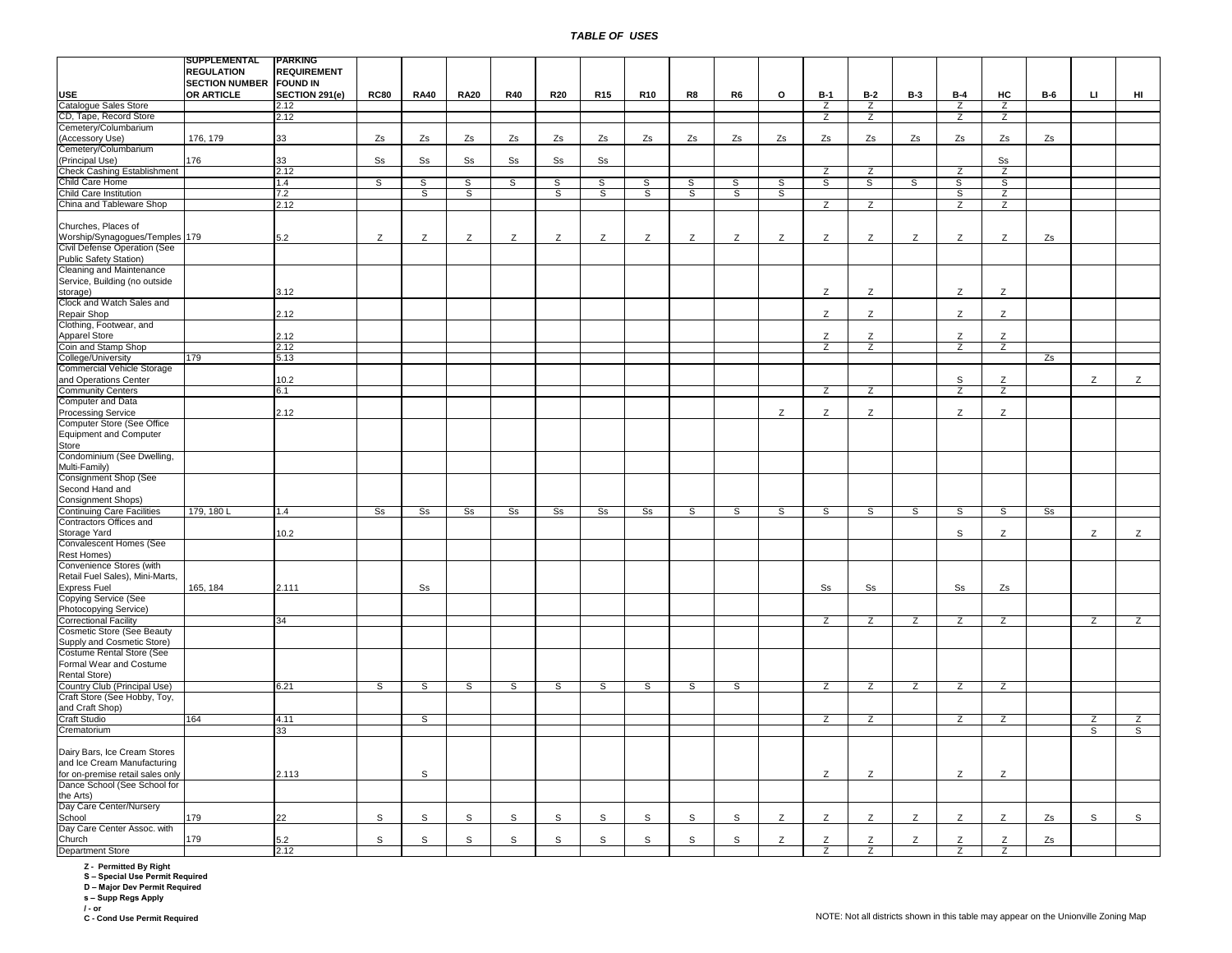## *TABLE OF USES*

| USE | SUPPLEMENTAL REGULATION SECTION NUMBER OR ARTICLE | PARKING REQUIREMENT FOUND IN SECTION 291(e) | RC80 | RA40 | RA20 | R40 | R20 | R15 | R10 | R8 | R6 | O | B-1 | B-2 | B-3 | B-4 | HC | B-6 | LI | HI |
|---|---|---|---|---|---|---|---|---|---|---|---|---|---|---|---|---|---|---|---|---|
| Catalogue Sales Store | | 2.12 | | | | | | | | | | | Z | Z | | Z | Z | | | |
| CD, Tape, Record Store | | 2.12 | | | | | | | | | | | Z | Z | | Z | Z | | | |
| Cemetery/Columbarium (Accessory Use) | 176, 179 | 33 | Zs | Zs | Zs | Zs | Zs | Zs | Zs | Zs | Zs | Zs | Zs | Zs | Zs | Zs | Zs | Zs | | |
| Cemetery/Columbarium (Principal Use) | 176 | 33 | Ss | Ss | Ss | Ss | Ss | Ss | | | | | | | | | Ss | | | |
| Check Cashing Establishment | | 2.12 | | | | | | | | | | | Z | Z | | Z | Z | | | |
| Child Care Home | | 1.4 | S | S | S | S | S | S | S | S | S | S | S | S | S | S | S | | | |
| Child Care Institution | | 7.2 | | S | S | | S | S | S | S | S | S | | | | S | Z | | | |
| China and Tableware Shop | | 2.12 | | | | | | | | | | | Z | Z | | Z | Z | | | |
| Churches, Places of Worship/Synagogues/Temples | 179 | 5.2 | Z | Z | Z | Z | Z | Z | Z | Z | Z | Z | Z | Z | Z | Z | Z | Zs | | |
| Civil Defense Operation (See Public Safety Station) | | | | | | | | | | | | | | | | | | | | |
| Cleaning and Maintenance Service, Building (no outside storage) | | 3.12 | | | | | | | | | | | Z | Z | | Z | Z | | | |
| Clock and Watch Sales and Repair Shop | | 2.12 | | | | | | | | | | | Z | Z | | Z | Z | | | |
| Clothing, Footwear, and Apparel Store | | 2.12 | | | | | | | | | | | Z | Z | | Z | Z | | | |
| Coin and Stamp Shop | | 2.12 | | | | | | | | | | | Z | Z | | Z | Z | | | |
| College/University | 179 | 5.13 | | | | | | | | | | | | | | | | Zs | | |
| Commercial Vehicle Storage and Operations Center | | 10.2 | | | | | | | | | | | | | | S | Z | | Z | Z |
| Community Centers | | 6.1 | | | | | | | | | | | Z | Z | | Z | Z | | | |
| Computer and Data Processing Service | | 2.12 | | | | | | | | | | Z | Z | Z | | Z | Z | | | |
| Computer Store (See Office Equipment and Computer Store | | | | | | | | | | | | | | | | | | | | |
| Condominium (See Dwelling, Multi-Family) | | | | | | | | | | | | | | | | | | | | |
| Consignment Shop (See Second Hand and Consignment Shops) | | | | | | | | | | | | | | | | | | | | |
| Continuing Care Facilities | 179, 180 L | 1.4 | Ss | Ss | Ss | Ss | Ss | Ss | Ss | S | S | S | S | S | S | S | S | Ss | | |
| Contractors Offices and Storage Yard | | 10.2 | | | | | | | | | | | | | | S | Z | | Z | Z |
| Convalescent Homes (See Rest Homes) | | | | | | | | | | | | | | | | | | | | |
| Convenience Stores (with Retail Fuel Sales), Mini-Marts, Express Fuel | 165, 184 | 2.111 | | Ss | | | | | | | | | Ss | Ss | | Ss | Zs | | | |
| Copying Service (See Photocopying Service) | | | | | | | | | | | | | | | | | | | | |
| Correctional Facility | | 34 | | | | | | | | | | | Z | Z | Z | Z | Z | | Z | Z |
| Cosmetic Store (See Beauty Supply and Cosmetic Store) | | | | | | | | | | | | | | | | | | | | |
| Costume Rental Store (See Formal Wear and Costume Rental Store) | | | | | | | | | | | | | | | | | | | | |
| Country Club (Principal Use) | | 6.21 | S | S | S | S | S | S | S | S | S | | Z | Z | Z | Z | Z | | | |
| Craft Store (See Hobby, Toy, and Craft Shop) | | | | | | | | | | | | | | | | | | | | |
| Craft Studio | 164 | 4.11 | | S | | | | | | | | | Z | Z | | Z | Z | | Z | Z |
| Crematorium | | 33 | | | | | | | | | | | | | | | | | S | S |
| Dairy Bars, Ice Cream Stores and Ice Cream Manufacturing for on-premise retail sales only | | 2.113 | | S | | | | | | | | | Z | Z | | Z | Z | | | |
| Dance School (See School for the Arts) | | | | | | | | | | | | | | | | | | | | |
| Day Care Center/Nursery School | 179 | 22 | S | S | S | S | S | S | S | S | S | Z | Z | Z | Z | Z | Z | Zs | S | S |
| Day Care Center Assoc. with Church | 179 | 5.2 | S | S | S | S | S | S | S | S | S | Z | Z | Z | Z | Z | Z | Zs | | |
| Department Store | | 2.12 | | | | | | | | | | | Z | Z | | Z | Z | | | |

**Z - Permitted By Right**
**S – Special Use Permit Required**
**D – Major Dev Permit Required**
**s – Supp Regs Apply**
**/ - or**
**C - Cond Use Permit Required**

NOTE: Not all districts shown in this table may appear on the Unionville Zoning Map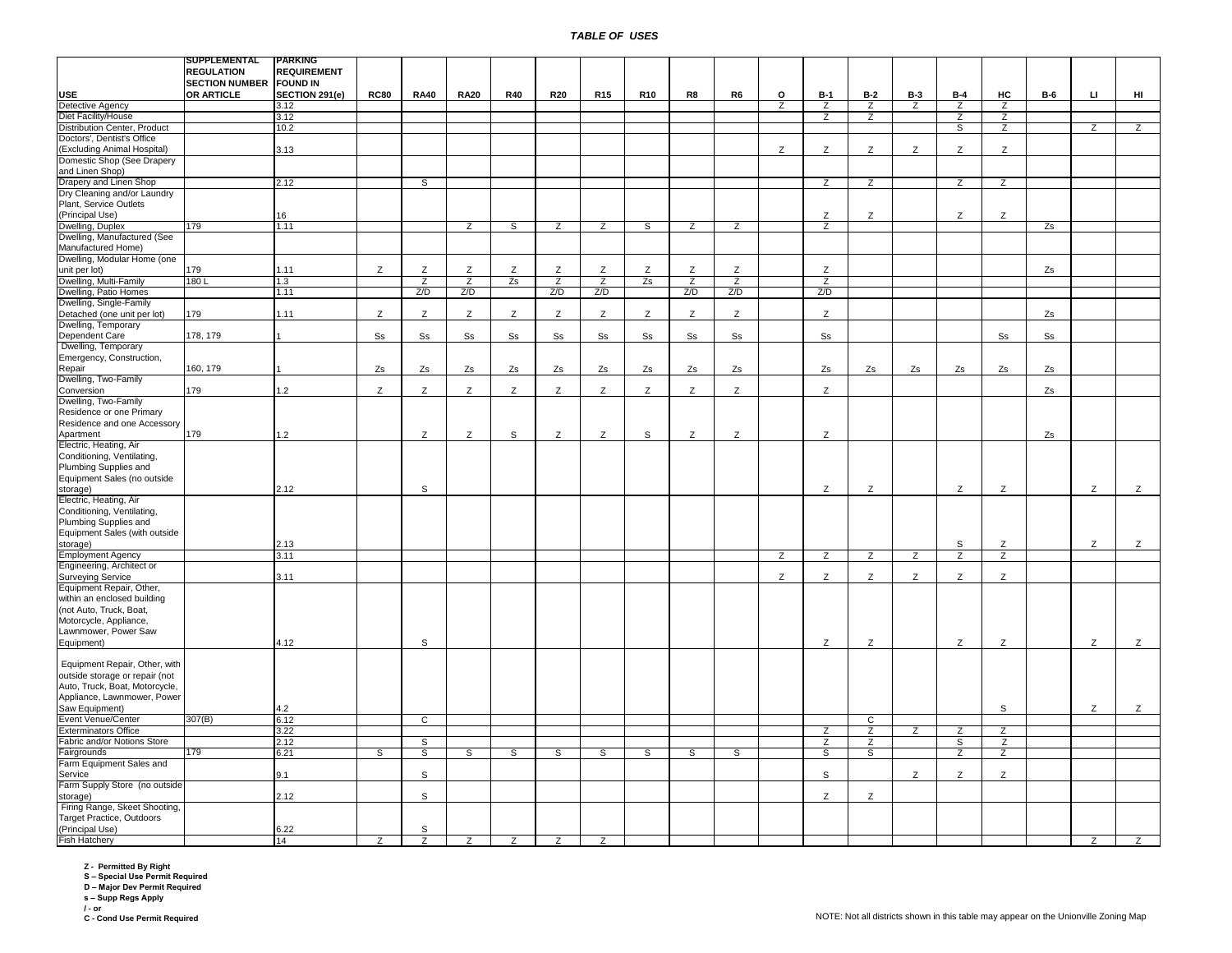## *TABLE OF USES*

| USE | SUPPLEMENTAL REGULATION SECTION NUMBER OR ARTICLE | PARKING REQUIREMENT FOUND IN SECTION 291(e) | RC80 | RA40 | RA20 | R40 | R20 | R15 | R10 | R8 | R6 | O | B-1 | B-2 | B-3 | B-4 | HC | B-6 | LI | HI |
|---|---|---|---|---|---|---|---|---|---|---|---|---|---|---|---|---|---|---|---|---|
| Detective Agency | | 3.12 | | | | | | | | | | Z | Z | Z | Z | Z | Z | | | |
| Diet Facility/House | | 3.12 | | | | | | | | | | | Z | Z | | Z | Z | | | |
| Distribution Center, Product | | 10.2 | | | | | | | | | | | | | | S | Z | | Z | Z |
| Doctors', Dentist's Office (Excluding Animal Hospital) | | 3.13 | | | | | | | | | | Z | Z | Z | Z | Z | Z | | | |
| Domestic Shop (See Drapery and Linen Shop) | | | | | | | | | | | | | | | | | | | | |
| Drapery and Linen Shop | | 2.12 | | S | | | | | | | | | Z | Z | | Z | Z | | | |
| Dry Cleaning and/or Laundry Plant, Service Outlets (Principal Use) | | 16 | | | | | | | | | | | Z | Z | | Z | Z | | | |
| Dwelling, Duplex | 179 | 1.11 | | | Z | S | Z | Z | S | Z | Z | | Z | | | | | Zs | | |
| Dwelling, Manufactured (See Manufactured Home) | | | | | | | | | | | | | | | | | | | | |
| Dwelling, Modular Home (one unit per lot) | 179 | 1.11 | Z | Z | Z | Z | Z | Z | Z | Z | Z | | Z | | | | | Zs | | |
| Dwelling, Multi-Family | 180 L | 1.3 | | Z | Z | Zs | Z | Z | Zs | Z | Z | | Z | | | | | | | |
| Dwelling, Patio Homes | | 1.11 | | Z/D | Z/D | | Z/D | Z/D | | Z/D | Z/D | | Z/D | | | | | | | |
| Dwelling, Single-Family Detached (one unit per lot) | 179 | 1.11 | Z | Z | Z | Z | Z | Z | Z | Z | Z | | Z | | | | | Zs | | |
| Dwelling, Temporary Dependent Care | 178, 179 | 1 | Ss | Ss | Ss | Ss | Ss | Ss | Ss | Ss | Ss | | Ss | | | | Ss | Ss | | |
| Dwelling, Temporary Emergency, Construction, Repair | 160, 179 | 1 | Zs | Zs | Zs | Zs | Zs | Zs | Zs | Zs | Zs | | Zs | Zs | Zs | Zs | Zs | Zs | | |
| Dwelling, Two-Family Conversion | 179 | 1.2 | Z | Z | Z | Z | Z | Z | Z | Z | Z | | Z | | | | | Zs | | |
| Dwelling, Two-Family Residence or one Primary Residence and one Accessory Apartment | 179 | 1.2 | | Z | Z | S | Z | Z | S | Z | Z | | Z | | | | | Zs | | |
| Electric, Heating, Air Conditioning, Ventilating, Plumbing Supplies and Equipment Sales (no outside storage) | | 2.12 | | S | | | | | | | | | Z | Z | | Z | Z | | Z | Z |
| Electric, Heating, Air Conditioning, Ventilating, Plumbing Supplies and Equipment Sales (with outside storage) | | 2.13 | | | | | | | | | | | | | | S | Z | | Z | Z |
| Employment Agency | | 3.11 | | | | | | | | | | Z | Z | Z | Z | Z | Z | | | |
| Engineering, Architect or Surveying Service | | 3.11 | | | | | | | | | | Z | Z | Z | Z | Z | Z | | | |
| Equipment Repair, Other, within an enclosed building (not Auto, Truck, Boat, Motorcycle, Appliance, Lawnmower, Power Saw Equipment) | | 4.12 | | S | | | | | | | | | Z | Z | | Z | Z | | Z | Z |
| Equipment Repair, Other, with outside storage or repair (not Auto, Truck, Boat, Motorcycle, Appliance, Lawnmower, Power Saw Equipment) | | 4.2 | | | | | | | | | | | | | | | S | | Z | Z |
| Event Venue/Center | 307(B) | 6.12 | | C | | | | | | | | | | C | | | | | | |
| Exterminators Office | | 3.22 | | | | | | | | | | | Z | Z | Z | Z | Z | | | |
| Fabric and/or Notions Store | | 2.12 | | S | | | | | | | | | Z | Z | | S | Z | | | |
| Fairgrounds | 179 | 6.21 | S | S | S | S | S | S | S | S | S | | S | S | | Z | Z | | | |
| Farm Equipment Sales and Service | | 9.1 | | S | | | | | | | | | S | | Z | Z | Z | | | |
| Farm Supply Store (no outside storage) | | 2.12 | | S | | | | | | | | | Z | Z | | | | | | |
| Firing Range, Skeet Shooting, Target Practice, Outdoors (Principal Use) | | 6.22 | | S | | | | | | | | | | | | | | | | |
| Fish Hatchery | | 14 | Z | Z | Z | Z | Z | Z | | | | | | | | | | | Z | Z |

**Z - Permitted By Right**
**S – Special Use Permit Required**
**D – Major Dev Permit Required**
**s – Supp Regs Apply**
**/ - or**
**C - Cond Use Permit Required**

NOTE: Not all districts shown in this table may appear on the Unionville Zoning Map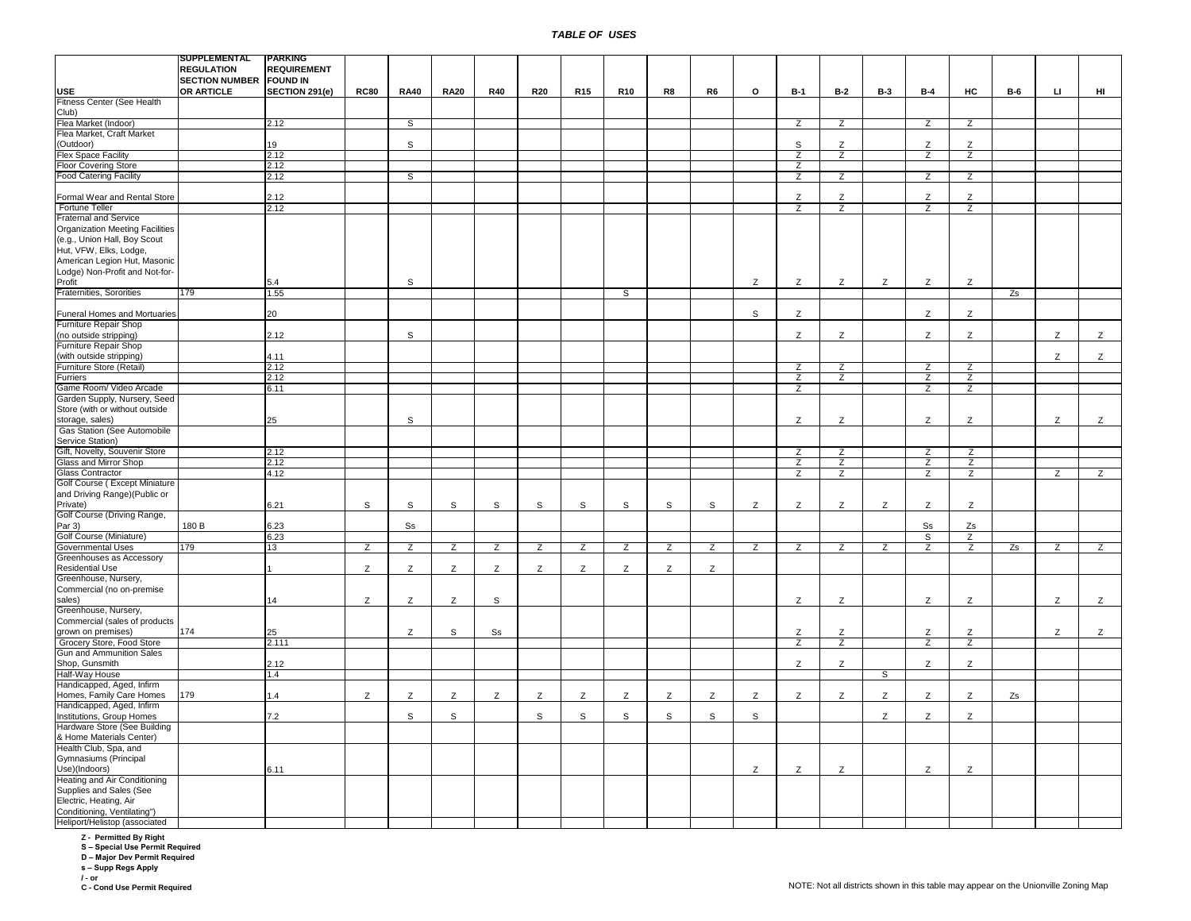## *TABLE OF USES*

| USE | SUPPLEMENTAL REGULATION SECTION NUMBER OR ARTICLE | PARKING REQUIREMENT FOUND IN SECTION 291(e) | RC80 | RA40 | RA20 | R40 | R20 | R15 | R10 | R8 | R6 | O | B-1 | B-2 | B-3 | B-4 | HC | B-6 | LI | HI |
|---|---|---|---|---|---|---|---|---|---|---|---|---|---|---|---|---|---|---|---|---|
| Fitness Center (See Health Club) | | | | | | | | | | | | | | | | | | | | |
| Flea Market (Indoor) | | 2.12 | | S | | | | | | | | | Z | Z | | Z | Z | | | |
| Flea Market, Craft Market (Outdoor) | | 19 | | S | | | | | | | | | S | Z | | Z | Z | | | |
| Flex Space Facility | | 2.12 | | | | | | | | | | | Z | Z | | Z | Z | | | |
| Floor Covering Store | | 2.12 | | | | | | | | | | | Z | | | | | | | |
| Food Catering Facility | | 2.12 | | S | | | | | | | | | Z | Z | | Z | Z | | | |
| Formal Wear and Rental Store | | 2.12 | | | | | | | | | | | Z | Z | | Z | Z | | | |
| Fortune Teller | | 2.12 | | | | | | | | | | | Z | Z | | Z | Z | | | |
| Fraternal and Service Organization Meeting Facilities (e.g., Union Hall, Boy Scout Hut, VFW, Elks, Lodge, American Legion Hut, Masonic Lodge) Non-Profit and Not-for-Profit | | 5.4 | | S | | | | | | | | Z | Z | Z | Z | Z | Z | | | |
| Fraternities, Sororities | 179 | 1.55 | | | | | | | S | | | | | | | | | Zs | | |
| Funeral Homes and Mortuaries | | 20 | | | | | | | | | | S | Z | | | Z | Z | | | |
| Furniture Repair Shop (no outside stripping) | | 2.12 | | S | | | | | | | | | Z | Z | | Z | Z | | Z | Z |
| Furniture Repair Shop (with outside stripping) | | 4.11 | | | | | | | | | | | | | | | | | Z | Z |
| Furniture Store (Retail) | | 2.12 | | | | | | | | | | | Z | Z | | Z | Z | | | |
| Furriers | | 2.12 | | | | | | | | | | | Z | Z | | Z | Z | | | |
| Game Room/ Video Arcade | | 6.11 | | | | | | | | | | | Z | | | Z | Z | | | |
| Garden Supply, Nursery, Seed Store (with or without outside storage, sales) | | 25 | | S | | | | | | | | | Z | Z | | Z | Z | | Z | Z |
| Gas Station (See Automobile Service Station) | | | | | | | | | | | | | | | | | | | | |
| Gift, Novelty, Souvenir Store | | 2.12 | | | | | | | | | | | Z | Z | | Z | Z | | | |
| Glass and Mirror Shop | | 2.12 | | | | | | | | | | | Z | Z | | Z | Z | | | |
| Glass Contractor | | 4.12 | | | | | | | | | | | Z | Z | | Z | Z | | Z | Z |
| Golf Course ( Except Miniature and Driving Range)(Public or Private) | | 6.21 | S | S | S | S | S | S | S | S | S | Z | Z | Z | Z | Z | Z | | | |
| Golf Course (Driving Range, Par 3) | 180 B | 6.23 | | Ss | | | | | | | | | | | | Ss | Zs | | | |
| Golf Course (Miniature) | | 6.23 | | | | | | | | | | | | | | S | Z | | | |
| Governmental Uses | 179 | 13 | Z | Z | Z | Z | Z | Z | Z | Z | Z | Z | Z | Z | Z | Z | Z | Zs | Z | Z |
| Greenhouses as Accessory Residential Use | | 1 | Z | Z | Z | Z | Z | Z | Z | Z | Z | | | | | | | | | |
| Greenhouse, Nursery, Commercial (no on-premise sales) | | 14 | Z | Z | Z | S | | | | | | | Z | Z | | Z | Z | | Z | Z |
| Greenhouse, Nursery, Commercial (sales of products grown on premises) | 174 | 25 | | Z | S | Ss | | | | | | | Z | Z | | Z | Z | | Z | Z |
| Grocery Store, Food Store | | 2.111 | | | | | | | | | | | Z | Z | | Z | Z | | | |
| Gun and Ammunition Sales Shop, Gunsmith | | 2.12 | | | | | | | | | | | Z | Z | | Z | Z | | | |
| Half-Way House | | 1.4 | | | | | | | | | | | | | S | | | | | |
| Handicapped, Aged, Infirm Homes, Family Care Homes | 179 | 1.4 | Z | Z | Z | Z | Z | Z | Z | Z | Z | Z | Z | Z | Z | Z | Z | Zs | | |
| Handicapped, Aged, Infirm Institutions, Group Homes | | 7.2 | | S | S | | S | S | S | S | S | S | | | Z | Z | Z | | | |
| Hardware Store (See Building & Home Materials Center) | | | | | | | | | | | | | | | | | | | | |
| Health Club, Spa, and Gymnasiums (Principal Use)(Indoors) | | 6.11 | | | | | | | | | | Z | Z | Z | | Z | Z | | | |
| Heating and Air Conditioning Supplies and Sales (See Electric, Heating, Air Conditioning, Ventilating") | | | | | | | | | | | | | | | | | | | | |
| Heliport/Helistop (associated | | | | | | | | | | | | | | | | | | | | |

**Z - Permitted By Right**
**S – Special Use Permit Required**
**D – Major Dev Permit Required**
**s – Supp Regs Apply**
**/ - or**
**C - Cond Use Permit Required**

NOTE: Not all districts shown in this table may appear on the Unionville Zoning Map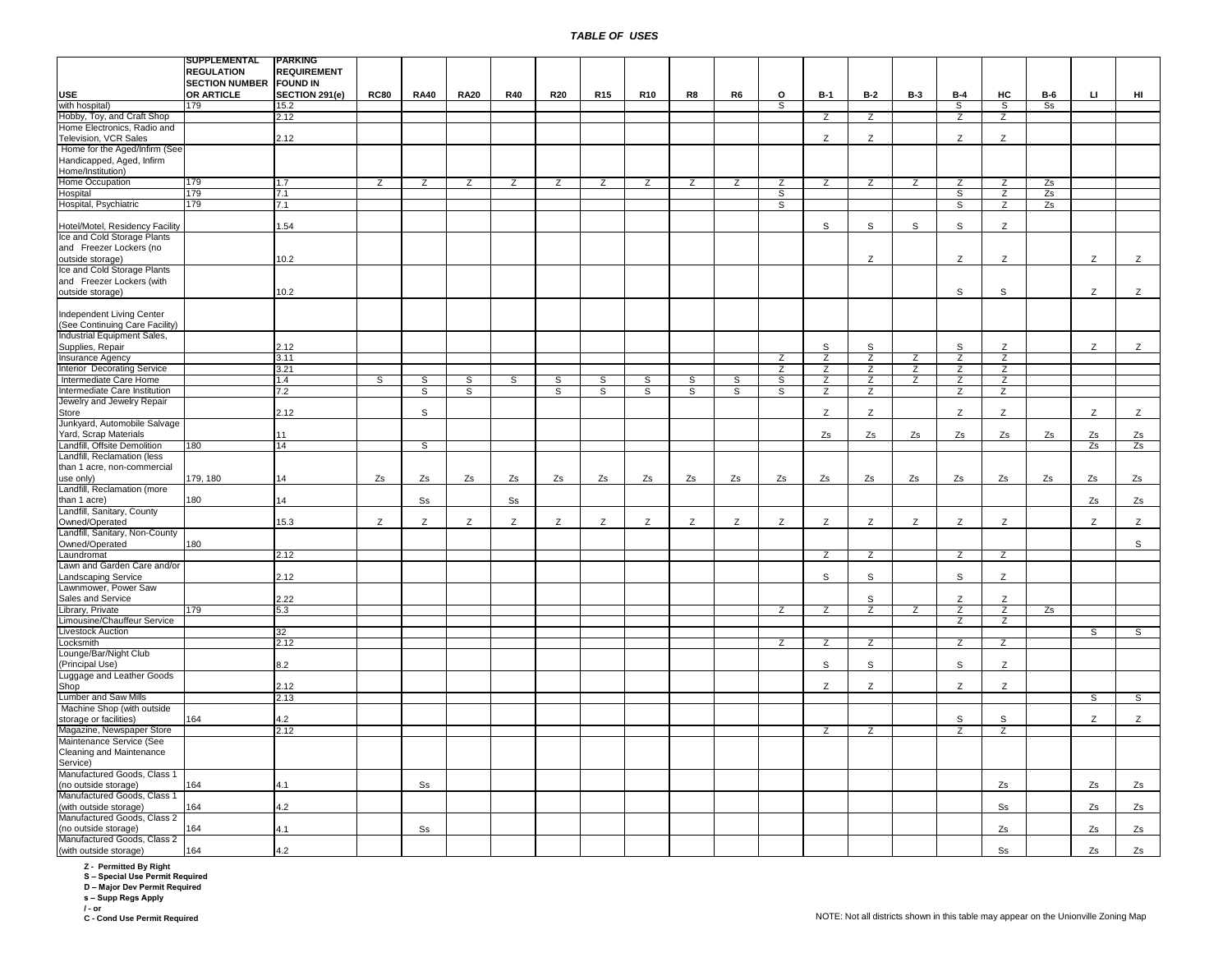***TABLE OF USES***

| USE | SUPPLEMENTAL REGULATION SECTION NUMBER OR ARTICLE | PARKING REQUIREMENT FOUND IN SECTION 291(e) | RC80 | RA40 | RA20 | R40 | R20 | R15 | R10 | R8 | R6 | O | B-1 | B-2 | B-3 | B-4 | HC | B-6 | LI | HI |
|---|---|---|---|---|---|---|---|---|---|---|---|---|---|---|---|---|---|---|---|---|
| with hospital) | 179 | 15.2 | | | | | | | | | | S | | | | S | S | Ss | | |
| Hobby, Toy, and Craft Shop | | 2.12 | | | | | | | | | | | Z | Z | | Z | Z | | | |
| Home Electronics, Radio and Television, VCR Sales | | 2.12 | | | | | | | | | | | Z | Z | | Z | Z | | | |
| Home for the Aged/Infirm (See Handicapped, Aged, Infirm Home/Institution) | | | | | | | | | | | | | | | | | | | | |
| Home Occupation | 179 | 1.7 | Z | Z | Z | Z | Z | Z | Z | Z | Z | Z | Z | Z | Z | Z | Z | Zs | | |
| Hospital | 179 | 7.1 | | | | | | | | | | S | | | | S | Z | Zs | | |
| Hospital, Psychiatric | 179 | 7.1 | | | | | | | | | | S | | | | S | Z | Zs | | |
| Hotel/Motel, Residency Facility | | 1.54 | | | | | | | | | | | S | S | S | S | Z | | | |
| Ice and Cold Storage Plants and Freezer Lockers (no outside storage) | | 10.2 | | | | | | | | | | | | Z | | Z | Z | | Z | Z |
| Ice and Cold Storage Plants and Freezer Lockers (with outside storage) | | 10.2 | | | | | | | | | | | | | | S | S | | Z | Z |
| Independent Living Center (See Continuing Care Facility) | | | | | | | | | | | | | | | | | | | | |
| Industrial Equipment Sales, Supplies, Repair | | 2.12 | | | | | | | | | | | S | S | | S | Z | | Z | Z |
| Insurance Agency | | 3.11 | | | | | | | | | | Z | Z | Z | Z | Z | Z | | | |
| Interior Decorating Service | | 3.21 | | | | | | | | | | Z | Z | Z | Z | Z | Z | | | |
| Intermediate Care Home | | 1.4 | S | S | S | S | S | S | S | S | S | S | Z | Z | Z | Z | Z | | | |
| Intermediate Care Institution | | 7.2 | | S | S | | S | S | S | S | S | S | Z | Z | | Z | Z | | | |
| Jewelry and Jewelry Repair Store | | 2.12 | | S | | | | | | | | | Z | Z | | Z | Z | | Z | Z |
| Junkyard, Automobile Salvage Yard, Scrap Materials | | 11 | | | | | | | | | | | Zs | Zs | Zs | Zs | Zs | Zs | Zs | Zs |
| Landfill, Offsite Demolition | 180 | 14 | | S | | | | | | | | | | | | | | | Zs | Zs |
| Landfill, Reclamation (less than 1 acre, non-commercial use only) | 179, 180 | 14 | Zs | Zs | Zs | Zs | Zs | Zs | Zs | Zs | Zs | Zs | Zs | Zs | Zs | Zs | Zs | Zs | Zs | Zs |
| Landfill, Reclamation (more than 1 acre) | 180 | 14 | | Ss | | Ss | | | | | | | | | | | | | Zs | Zs |
| Landfill, Sanitary, County Owned/Operated | | 15.3 | Z | Z | Z | Z | Z | Z | Z | Z | Z | Z | Z | Z | Z | Z | Z | | Z | Z |
| Landfill, Sanitary, Non-County Owned/Operated | 180 | | | | | | | | | | | | | | | | | | | S |
| Laundromat | | 2.12 | | | | | | | | | | | Z | Z | | Z | Z | | | |
| Lawn and Garden Care and/or Landscaping Service | | 2.12 | | | | | | | | | | | S | S | | S | Z | | | |
| Lawnmower, Power Saw Sales and Service | | 2.22 | | | | | | | | | | | | S | | Z | Z | | | |
| Library, Private | 179 | 5.3 | | | | | | | | | | Z | Z | Z | Z | Z | Z | Zs | | |
| Limousine/Chauffeur Service | | | | | | | | | | | | | | | | Z | Z | | | |
| Livestock Auction | | 32 | | | | | | | | | | | | | | | | | S | S |
| Locksmith | | 2.12 | | | | | | | | | | Z | Z | Z | | Z | Z | | | |
| Lounge/Bar/Night Club (Principal Use) | | 8.2 | | | | | | | | | | | S | S | | S | Z | | | |
| Luggage and Leather Goods Shop | | 2.12 | | | | | | | | | | | Z | Z | | Z | Z | | | |
| Lumber and Saw Mills | | 2.13 | | | | | | | | | | | | | | | | | S | S |
| Machine Shop (with outside storage or facilities) | 164 | 4.2 | | | | | | | | | | | | | | S | S | | Z | Z |
| Magazine, Newspaper Store | | 2.12 | | | | | | | | | | | Z | Z | | Z | Z | | | |
| Maintenance Service (See Cleaning and Maintenance Service) | | | | | | | | | | | | | | | | | | | | |
| Manufactured Goods, Class 1 (no outside storage) | 164 | 4.1 | | Ss | | | | | | | | | | | | | Zs | | Zs | Zs |
| Manufactured Goods, Class 1 (with outside storage) | 164 | 4.2 | | | | | | | | | | | | | | | Ss | | Zs | Zs |
| Manufactured Goods, Class 2 (no outside storage) | 164 | 4.1 | | Ss | | | | | | | | | | | | | Zs | | Zs | Zs |
| Manufactured Goods, Class 2 (with outside storage) | 164 | 4.2 | | | | | | | | | | | | | | | Ss | | Zs | Zs |

**Z - Permitted By Right**
**S – Special Use Permit Required**
**D – Major Dev Permit Required**
**s – Supp Regs Apply**
**/ - or**
**C - Cond Use Permit Required**

NOTE: Not all districts shown in this table may appear on the Unionville Zoning Map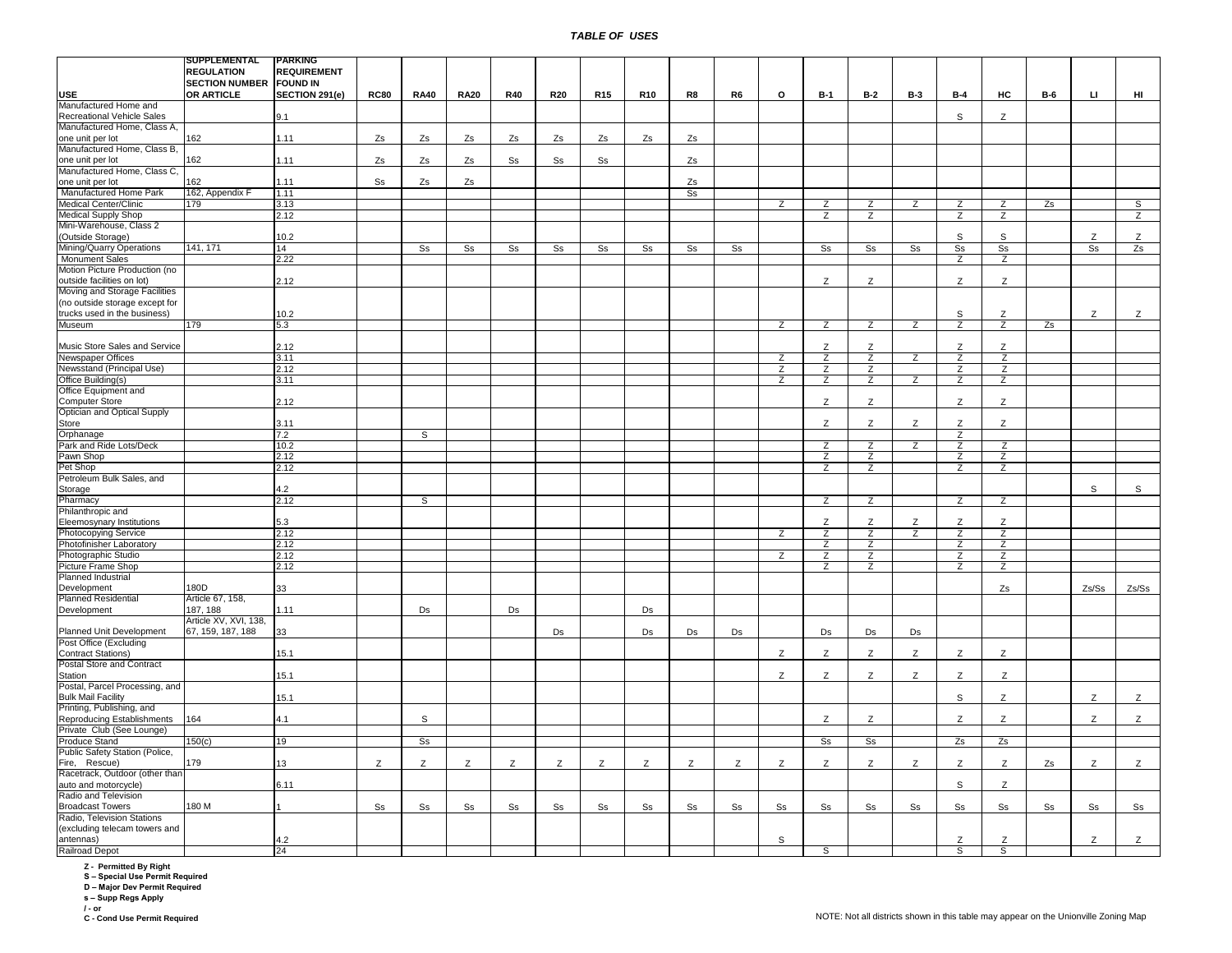*TABLE OF USES*

| USE | SUPPLEMENTAL REGULATION SECTION NUMBER OR ARTICLE | PARKING REQUIREMENT FOUND IN SECTION 291(e) | RC80 | RA40 | RA20 | R40 | R20 | R15 | R10 | R8 | R6 | O | B-1 | B-2 | B-3 | B-4 | HC | B-6 | LI | HI |
|---|---|---|---|---|---|---|---|---|---|---|---|---|---|---|---|---|---|---|---|---|
| Manufactured Home and Recreational Vehicle Sales | | 9.1 | | | | | | | | | | | | | | S | Z | | | |
| Manufactured Home, Class A, one unit per lot | 162 | 1.11 | Zs | Zs | Zs | Zs | Zs | Zs | Zs | Zs | | | | | | | | | | |
| Manufactured Home, Class B, one unit per lot | 162 | 1.11 | Zs | Zs | Zs | Ss | Ss | Ss | | Zs | | | | | | | | | | |
| Manufactured Home, Class C, one unit per lot | 162 | 1.11 | Ss | Zs | Zs | | | | | Zs | | | | | | | | | | |
| Manufactured Home Park | 162, Appendix F | 1.11 | | | | | | | | Ss | | | | | | | | | | |
| Medical Center/Clinic | 179 | 3.13 | | | | | | | | | | Z | Z | Z | Z | Z | Z | Zs | | S |
| Medical Supply Shop | | 2.12 | | | | | | | | | | | Z | Z | | Z | Z | | | Z |
| Mini-Warehouse, Class 2 (Outside Storage) | | 10.2 | | | | | | | | | | | | | | S | S | | Z | Z |
| Mining/Quarry Operations | 141, 171 | 14 | | Ss | Ss | Ss | Ss | Ss | Ss | Ss | Ss | | Ss | Ss | Ss | Ss | Ss | | Ss | Zs |
| Monument Sales | | 2.22 | | | | | | | | | | | | | | Z | Z | | | |
| Motion Picture Production (no outside facilities on lot) | | 2.12 | | | | | | | | | | | Z | Z | | Z | Z | | | |
| Moving and Storage Facilities (no outside storage except for trucks used in the business) | | 10.2 | | | | | | | | | | | | | | S | Z | | Z | Z |
| Museum | 179 | 5.3 | | | | | | | | | | Z | Z | Z | Z | Z | Z | Zs | | |
| Music Store Sales and Service | | 2.12 | | | | | | | | | | | Z | Z | | Z | Z | | | |
| Newspaper Offices | | 3.11 | | | | | | | | | | Z | Z | Z | Z | Z | Z | | | |
| Newsstand (Principal Use) | | 2.12 | | | | | | | | | | Z | Z | Z | | Z | Z | | | |
| Office Building(s) | | 3.11 | | | | | | | | | | Z | Z | Z | Z | Z | Z | | | |
| Office Equipment and Computer Store | | 2.12 | | | | | | | | | | | Z | Z | | Z | Z | | | |
| Optician and Optical Supply Store | | 3.11 | | | | | | | | | | | Z | Z | Z | Z | Z | | | |
| Orphanage | | 7.2 | | S | | | | | | | | | | | | Z | | | | |
| Park and Ride Lots/Deck | | 10.2 | | | | | | | | | | | Z | Z | Z | Z | Z | | | |
| Pawn Shop | | 2.12 | | | | | | | | | | | Z | Z | | Z | Z | | | |
| Pet Shop | | 2.12 | | | | | | | | | | | Z | Z | | Z | Z | | | |
| Petroleum Bulk Sales, and Storage | | 4.2 | | | | | | | | | | | | | | | | | S | S |
| Pharmacy | | 2.12 | | S | | | | | | | | | Z | Z | | Z | Z | | | |
| Philanthropic and Eleemosynary Institutions | | 5.3 | | | | | | | | | | | Z | Z | Z | Z | Z | | | |
| Photocopying Service | | 2.12 | | | | | | | | | | Z | Z | Z | Z | Z | Z | | | |
| Photofinisher Laboratory | | 2.12 | | | | | | | | | | | Z | Z | | Z | Z | | | |
| Photographic Studio | | 2.12 | | | | | | | | | | Z | Z | Z | | Z | Z | | | |
| Picture Frame Shop | | 2.12 | | | | | | | | | | | Z | Z | | Z | Z | | | |
| Planned Industrial Development | 180D | 33 | | | | | | | | | | | | | | | Zs | | Zs/Ss | Zs/Ss |
| Planned Residential Development | Article 67, 158, 187, 188 | 1.11 | | Ds | | Ds | | | Ds | | | | | | | | | | | |
| Planned Unit Development | Article XV, XVI, 138, 67, 159, 187, 188 | 33 | | | | | Ds | | Ds | Ds | Ds | | Ds | Ds | Ds | | | | | |
| Post Office (Excluding Contract Stations) | | 15.1 | | | | | | | | | | Z | Z | Z | Z | Z | Z | | | |
| Postal Store and Contract Station | | 15.1 | | | | | | | | | | Z | Z | Z | Z | Z | Z | | | |
| Postal, Parcel Processing, and Bulk Mail Facility | | 15.1 | | | | | | | | | | | | | | S | Z | | Z | Z |
| Printing, Publishing, and Reproducing Establishments | 164 | 4.1 | | S | | | | | | | | | Z | Z | | Z | Z | | Z | Z |
| Private Club (See Lounge) | | | | | | | | | | | | | | | | | | | | |
| Produce Stand | 150(c) | 19 | | Ss | | | | | | | | | Ss | Ss | | Zs | Zs | | | |
| Public Safety Station (Police, Fire, Rescue) | 179 | 13 | Z | Z | Z | Z | Z | Z | Z | Z | Z | Z | Z | Z | Z | Z | Z | Zs | Z | Z |
| Racetrack, Outdoor (other than auto and motorcycle) | | 6.11 | | | | | | | | | | | | | | S | Z | | | |
| Radio and Television Broadcast Towers | 180 M | 1 | Ss | Ss | Ss | Ss | Ss | Ss | Ss | Ss | Ss | Ss | Ss | Ss | Ss | Ss | Ss | Ss | Ss | Ss |
| Radio, Television Stations (excluding telecam towers and antennas) | | 4.2 | | | | | | | | | | S | | | | Z | Z | | Z | Z |
| Railroad Depot | | 24 | | | | | | | | | | | S | | | S | S | | | |

**Z - Permitted By Right**
**S – Special Use Permit Required**
**D – Major Dev Permit Required**
**s – Supp Regs Apply**
**/ - or**
**C - Cond Use Permit Required**

NOTE: Not all districts shown in this table may appear on the Unionville Zoning Map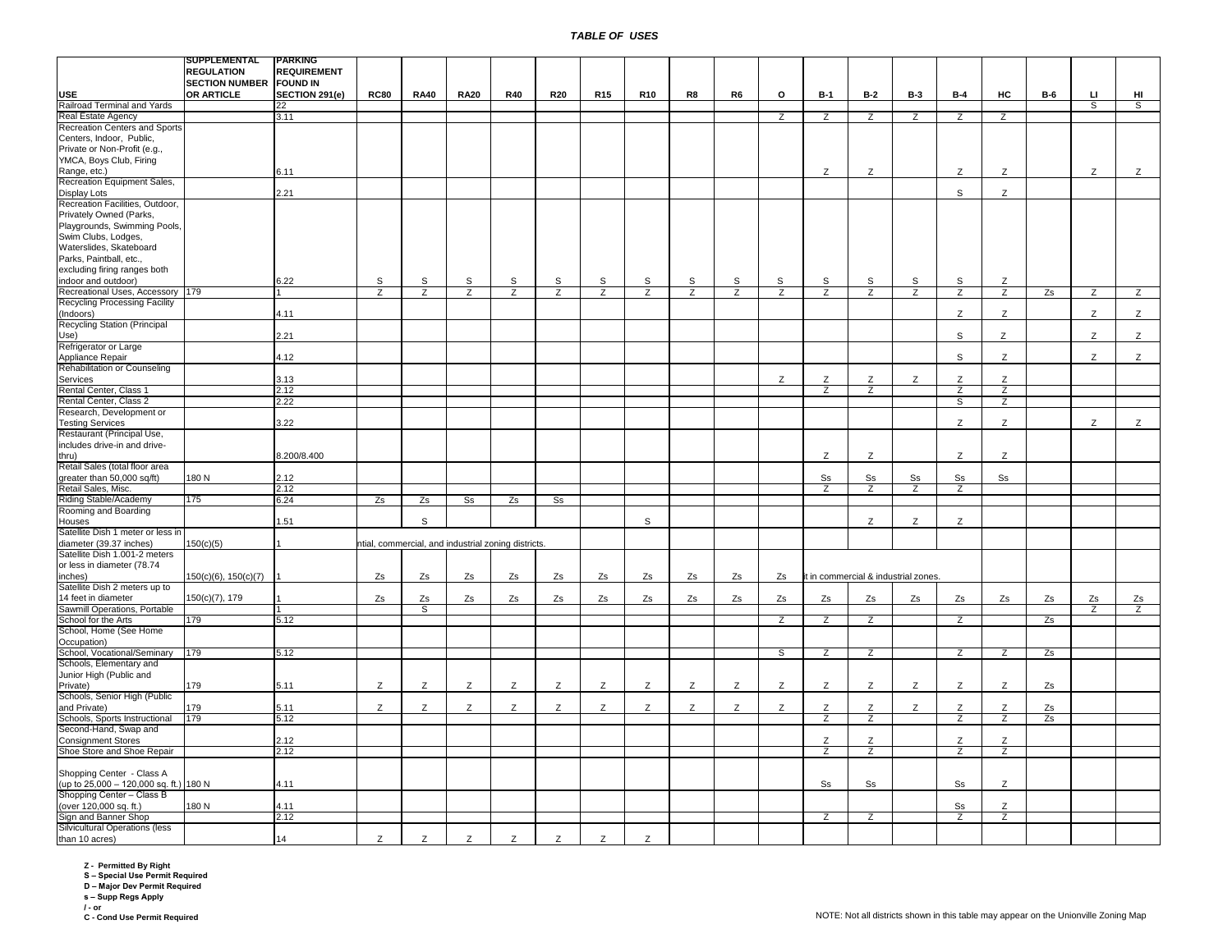***TABLE OF USES***

| USE | SUPPLEMENTAL REGULATION SECTION NUMBER OR ARTICLE | PARKING REQUIREMENT FOUND IN SECTION 291(e) | RC80 | RA40 | RA20 | R40 | R20 | R15 | R10 | R8 | R6 | O | B-1 | B-2 | B-3 | B-4 | HC | B-6 | LI | HI |
|---|---|---|---|---|---|---|---|---|---|---|---|---|---|---|---|---|---|---|---|---|
| Railroad Terminal and Yards | | 22 | | | | | | | | | | | | | | | | | S | S |
| Real Estate Agency | | 3.11 | | | | | | | | | | Z | Z | Z | Z | Z | Z | | | |
| Recreation Centers and Sports Centers, Indoor, Public, Private or Non-Profit (e.g., YMCA, Boys Club, Firing Range, etc.) | | 6.11 | | | | | | | | | | | Z | Z | | Z | Z | | Z | Z |
| Recreation Equipment Sales, Display Lots | | 2.21 | | | | | | | | | | | | | | S | Z | | | |
| Recreation Facilities, Outdoor, Privately Owned (Parks, Playgrounds, Swimming Pools, Swim Clubs, Lodges, Waterslides, Skateboard Parks, Paintball, etc., excluding firing ranges both indoor and outdoor) | | 6.22 | S | S | S | S | S | S | S | S | S | S | S | S | S | S | Z | | | |
| Recreational Uses, Accessory | 179 | 1 | Z | Z | Z | Z | Z | Z | Z | Z | Z | Z | Z | Z | Z | Z | Z | Zs | Z | Z |
| Recycling Processing Facility (Indoors) | | 4.11 | | | | | | | | | | | | | | Z | Z | | Z | Z |
| Recycling Station (Principal Use) | | 2.21 | | | | | | | | | | | | | | S | Z | | Z | Z |
| Refrigerator or Large Appliance Repair | | 4.12 | | | | | | | | | | | | | | S | Z | | Z | Z |
| Rehabilitation or Counseling Services | | 3.13 | | | | | | | | | | Z | Z | Z | Z | Z | Z | | | |
| Rental Center, Class 1 | | 2.12 | | | | | | | | | | | Z | Z | | Z | Z | | | |
| Rental Center, Class 2 | | 2.22 | | | | | | | | | | | | | | S | Z | | | |
| Research, Development or Testing Services | | 3.22 | | | | | | | | | | | | | | Z | Z | | Z | Z |
| Restaurant (Principal Use, includes drive-in and drive-thru) | | 8.200/8.400 | | | | | | | | | | | Z | Z | | Z | Z | | | |
| Retail Sales (total floor area greater than 50,000 sq/ft) | 180 N | 2.12 | | | | | | | | | | | Ss | Ss | Ss | Ss | Ss | | | |
| Retail Sales, Misc. | | 2.12 | | | | | | | | | | | Z | Z | Z | Z | | | | |
| Riding Stable/Academy | 175 | 6.24 | Zs | Zs | Ss | Zs | Ss | | | | | | | | | | | | | |
| Rooming and Boarding Houses | | 1.51 | | S | | | | | S | | | | | Z | Z | Z | | | | |
| Satellite Dish 1 meter or less in diameter (39.37 inches) | 150(c)(5) | 1 | ntial, commercial, and industrial zoning districts. | | | | | | | | | | | | | | | | | |
| Satellite Dish 1.001-2 meters or less in diameter (78.74 inches) | 150(c)(6), 150(c)(7) | 1 | Zs | Zs | Zs | Zs | Zs | Zs | Zs | Zs | Zs | Zs | it in commercial & industrial zones. | | | | | | | |
| Satellite Dish 2 meters up to 14 feet in diameter | 150(c)(7), 179 | 1 | Zs | Zs | Zs | Zs | Zs | Zs | Zs | Zs | Zs | Zs | Zs | Zs | Zs | Zs | Zs | Zs | Zs | Zs |
| Sawmill Operations, Portable | | 1 | | S | | | | | | | | | | | | | | | Z | Z |
| School for the Arts | 179 | 5.12 | | | | | | | | | | Z | Z | Z | | Z | | Zs | | |
| School, Home (See Home Occupation) | | | | | | | | | | | | | | | | | | | | |
| School, Vocational/Seminary | 179 | 5.12 | | | | | | | | | | S | Z | Z | | Z | Z | Zs | | |
| Schools, Elementary and Junior High (Public and Private) | 179 | 5.11 | Z | Z | Z | Z | Z | Z | Z | Z | Z | Z | Z | Z | Z | Z | Z | Zs | | |
| Schools, Senior High (Public and Private) | 179 | 5.11 | Z | Z | Z | Z | Z | Z | Z | Z | Z | Z | Z | Z | Z | Z | Z | Zs | | |
| Schools, Sports Instructional | 179 | 5.12 | | | | | | | | | | | Z | Z | | Z | Z | Zs | | |
| Second-Hand, Swap and Consignment Stores | | 2.12 | | | | | | | | | | | Z | Z | | Z | Z | | | |
| Shoe Store and Shoe Repair | | 2.12 | | | | | | | | | | | Z | Z | | Z | Z | | | |
| Shopping Center - Class A (up to 25,000 – 120,000 sq. ft.) | 180 N | 4.11 | | | | | | | | | | | Ss | Ss | | Ss | Z | | | |
| Shopping Center – Class B (over 120,000 sq. ft.) | 180 N | 4.11 | | | | | | | | | | | | | | Ss | Z | | | |
| Sign and Banner Shop | | 2.12 | | | | | | | | | | | Z | Z | | Z | Z | | | |
| Silvicultural Operations (less than 10 acres) | | 14 | Z | Z | Z | Z | Z | Z | Z | | | | | | | | | | | |

**Z - Permitted By Right**
**S – Special Use Permit Required**
**D – Major Dev Permit Required**
**s – Supp Regs Apply**
**/ - or**
**C - Cond Use Permit Required**

NOTE: Not all districts shown in this table may appear on the Unionville Zoning Map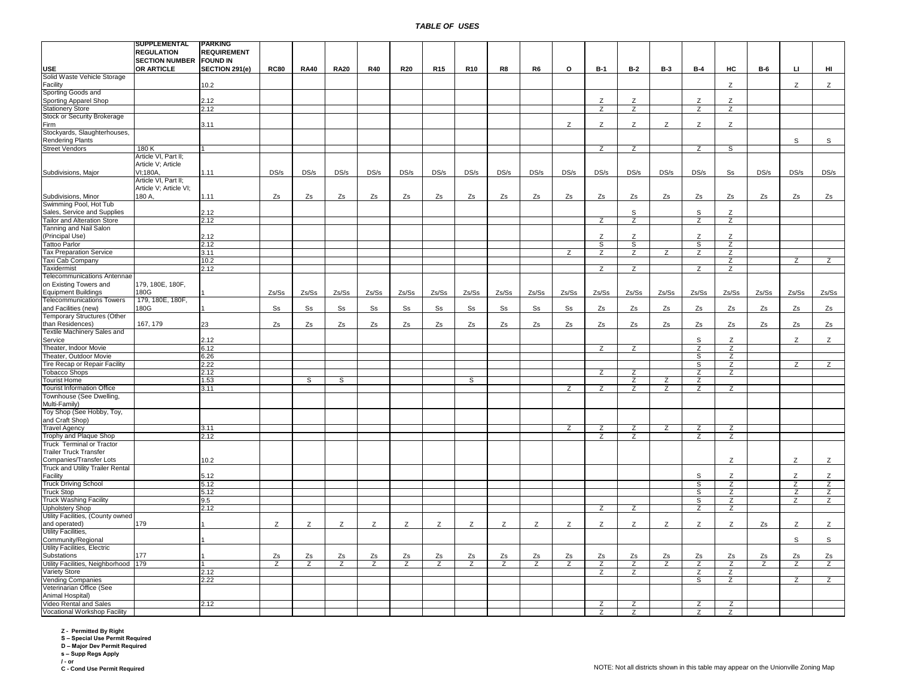## *TABLE OF USES*

| USE | SUPPLEMENTAL REGULATION SECTION NUMBER OR ARTICLE | PARKING REQUIREMENT FOUND IN SECTION 291(e) | RC80 | RA40 | RA20 | R40 | R20 | R15 | R10 | R8 | R6 | O | B-1 | B-2 | B-3 | B-4 | HC | B-6 | LI | HI |
|---|---|---|---|---|---|---|---|---|---|---|---|---|---|---|---|---|---|---|---|---|
| Solid Waste Vehicle Storage Facility | | 10.2 | | | | | | | | | | | | | | | Z | | Z | Z |
| Sporting Goods and Sporting Apparel Shop | | 2.12 | | | | | | | | | | | Z | Z | | Z | Z | | | |
| Stationery Store | | 2.12 | | | | | | | | | | | Z | Z | | Z | Z | | | |
| Stock or Security Brokerage Firm | | 3.11 | | | | | | | | | | Z | Z | Z | Z | Z | Z | | | |
| Stockyards, Slaughterhouses, Rendering Plants | | | | | | | | | | | | | | | | | | | S | S |
| Street Vendors | 180 K | 1 | | | | | | | | | | | Z | Z | | Z | S | | | |
| Subdivisions, Major | Article VI, Part II; Article V; Article VI;180A, | 1.11 | DS/s | DS/s | DS/s | DS/s | DS/s | DS/s | DS/s | DS/s | DS/s | DS/s | DS/s | DS/s | DS/s | DS/s | Ss | DS/s | DS/s | DS/s |
| Subdivisions, Minor | Article VI, Part II; Article V; Article VI; 180 A, | 1.11 | Zs | Zs | Zs | Zs | Zs | Zs | Zs | Zs | Zs | Zs | Zs | Zs | Zs | Zs | Zs | Zs | Zs | Zs |
| Swimming Pool, Hot Tub Sales, Service and Supplies | | 2.12 | | | | | | | | | | | | S | | S | Z | | | |
| Tailor and Alteration Store | | 2.12 | | | | | | | | | | | Z | Z | | Z | Z | | | |
| Tanning and Nail Salon (Principal Use) | | 2.12 | | | | | | | | | | | Z | Z | | Z | Z | | | |
| Tattoo Parlor | | 2.12 | | | | | | | | | | | S | S | | S | Z | | | |
| Tax Preparation Service | | 3.11 | | | | | | | | | | Z | Z | Z | Z | Z | Z | | | |
| Taxi Cab Company | | 10.2 | | | | | | | | | | | | | | | Z | | Z | Z |
| Taxidermist | | 2.12 | | | | | | | | | | | Z | Z | | Z | Z | | | |
| Telecommunications Antennae on Existing Towers and Equipment Buildings | 179, 180E, 180F, 180G | 1 | Zs/Ss | Zs/Ss | Zs/Ss | Zs/Ss | Zs/Ss | Zs/Ss | Zs/Ss | Zs/Ss | Zs/Ss | Zs/Ss | Zs/Ss | Zs/Ss | Zs/Ss | Zs/Ss | Zs/Ss | Zs/Ss | Zs/Ss | Zs/Ss |
| Telecommunications Towers and Facilities (new) | 179, 180E, 180F, 180G | 1 | Ss | Ss | Ss | Ss | Ss | Ss | Ss | Ss | Ss | Ss | Zs | Zs | Zs | Zs | Zs | Zs | Zs | Zs |
| Temporary Structures (Other than Residences) | 167, 179 | 23 | Zs | Zs | Zs | Zs | Zs | Zs | Zs | Zs | Zs | Zs | Zs | Zs | Zs | Zs | Zs | Zs | Zs | Zs |
| Textile Machinery Sales and Service | | 2.12 | | | | | | | | | | | | | | S | Z | | Z | Z |
| Theater, Indoor Movie | | 6.12 | | | | | | | | | | | Z | Z | | Z | Z | | | |
| Theater, Outdoor Movie | | 6.26 | | | | | | | | | | | | | | S | Z | | | |
| Tire Recap or Repair Facility | | 2.22 | | | | | | | | | | | | | | S | Z | | Z | Z |
| Tobacco Shops | | 2.12 | | | | | | | | | | | Z | Z | | Z | Z | | | |
| Tourist Home | | 1.53 | | S | S | | | | S | | | | | Z | Z | Z | | | | |
| Tourist Information Office | | 3.11 | | | | | | | | | | Z | Z | Z | Z | Z | Z | | | |
| Townhouse (See Dwelling, Multi-Family) | | | | | | | | | | | | | | | | | | | | |
| Toy Shop (See Hobby, Toy, and Craft Shop) | | | | | | | | | | | | | | | | | | | | |
| Travel Agency | | 3.11 | | | | | | | | | | Z | Z | Z | Z | Z | Z | | | |
| Trophy and Plaque Shop | | 2.12 | | | | | | | | | | | Z | Z | | Z | Z | | | |
| Truck Terminal or Tractor Trailer Truck Transfer Companies/Transfer Lots | | 10.2 | | | | | | | | | | | | | | | Z | | Z | Z |
| Truck and Utility Trailer Rental Facility | | 5.12 | | | | | | | | | | | | | | S | Z | | Z | Z |
| Truck Driving School | | 5.12 | | | | | | | | | | | | | | S | Z | | Z | Z |
| Truck Stop | | 5.12 | | | | | | | | | | | | | | S | Z | | Z | Z |
| Truck Washing Facility | | 9.5 | | | | | | | | | | | | | | S | Z | | Z | Z |
| Upholstery Shop | | 2.12 | | | | | | | | | | | Z | Z | | Z | Z | | | |
| Utility Facilities, (County owned and operated) | 179 | 1 | Z | Z | Z | Z | Z | Z | Z | Z | Z | Z | Z | Z | Z | Z | Z | Zs | Z | Z |
| Utility Facilities, Community/Regional | | 1 | | | | | | | | | | | | | | | | | S | S |
| Utility Facilities, Electric Substations | 177 | 1 | Zs | Zs | Zs | Zs | Zs | Zs | Zs | Zs | Zs | Zs | Zs | Zs | Zs | Zs | Zs | Zs | Zs | Zs |
| Utility Facilities, Neighborhood | 179 | 1 | Z | Z | Z | Z | Z | Z | Z | Z | Z | Z | Z | Z | Z | Z | Z | Z | Z | Z |
| Variety Store | | 2.12 | | | | | | | | | | | Z | Z | | Z | Z | | | |
| Vending Companies | | 2.22 | | | | | | | | | | | | | | S | Z | | Z | Z |
| Veterinarian Office (See Animal Hospital) | | | | | | | | | | | | | | | | | | | | |
| Video Rental and Sales | | 2.12 | | | | | | | | | | | Z | Z | | Z | Z | | | |
| Vocational Workshop Facility | | | | | | | | | | | | | Z | Z | | Z | Z | | | |

**Z - Permitted By Right**
**S – Special Use Permit Required**
**D – Major Dev Permit Required**
**s – Supp Regs Apply**
**/ - or**
**C - Cond Use Permit Required**

NOTE: Not all districts shown in this table may appear on the Unionville Zoning Map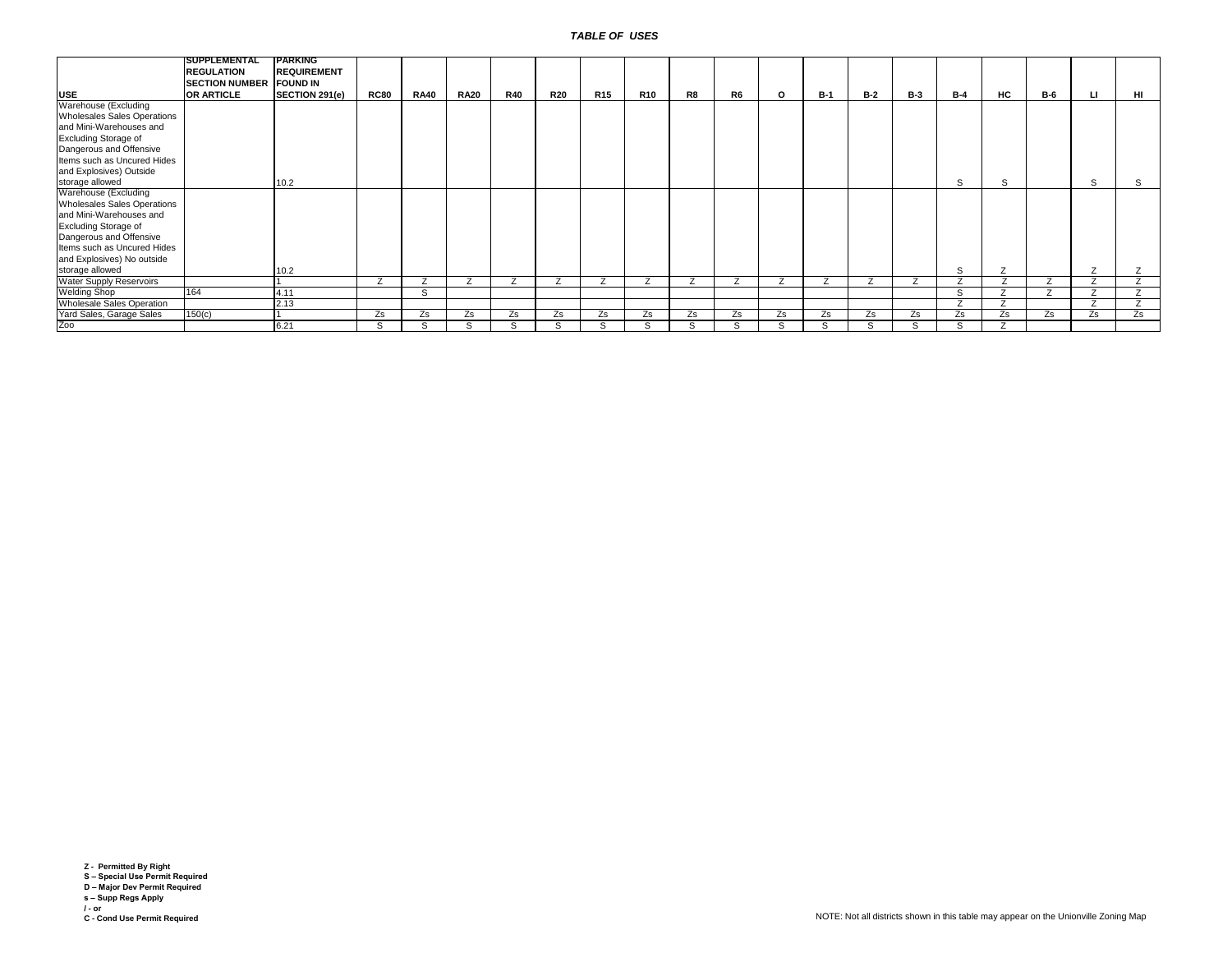***TABLE OF USES***

| USE | SUPPLEMENTAL REGULATION SECTION NUMBER OR ARTICLE | PARKING REQUIREMENT FOUND IN SECTION 291(e) | RC80 | RA40 | RA20 | R40 | R20 | R15 | R10 | R8 | R6 | O | B-1 | B-2 | B-3 | B-4 | HC | B-6 | LI | HI |
|---|---|---|---|---|---|---|---|---|---|---|---|---|---|---|---|---|---|---|---|---|
| Warehouse (Excluding Wholesales Sales Operations and Mini-Warehouses and Excluding Storage of Dangerous and Offensive Items such as Uncured Hides and Explosives) Outside storage allowed | | 10.2 | | | | | | | | | | | | | | S | S | | S | S |
| Warehouse (Excluding Wholesales Sales Operations and Mini-Warehouses and Excluding Storage of Dangerous and Offensive Items such as Uncured Hides and Explosives) No outside storage allowed | | 10.2 | | | | | | | | | | | | | | S | Z | | Z | Z |
| Water Supply Reservoirs | | 1 | Z | Z | Z | Z | Z | Z | Z | Z | Z | Z | Z | Z | Z | Z | Z | Z | Z | Z |
| Welding Shop | 164 | 4.11 | | S | | | | | | | | | | | | S | Z | Z | Z | Z |
| Wholesale Sales Operation | | 2.13 | | | | | | | | | | | | | | Z | Z | | Z | Z |
| Yard Sales, Garage Sales | 150(c) | 1 | Zs | Zs | Zs | Zs | Zs | Zs | Zs | Zs | Zs | Zs | Zs | Zs | Zs | Zs | Zs | Zs | Zs | Zs |
| Zoo | | 6.21 | S | S | S | S | S | S | S | S | S | S | S | S | S | S | Z | | | |

**Z - Permitted By Right**
**S – Special Use Permit Required**
**D – Major Dev Permit Required**
**s – Supp Regs Apply**
**/ - or**
**C - Cond Use Permit Required**

NOTE: Not all districts shown in this table may appear on the Unionville Zoning Map